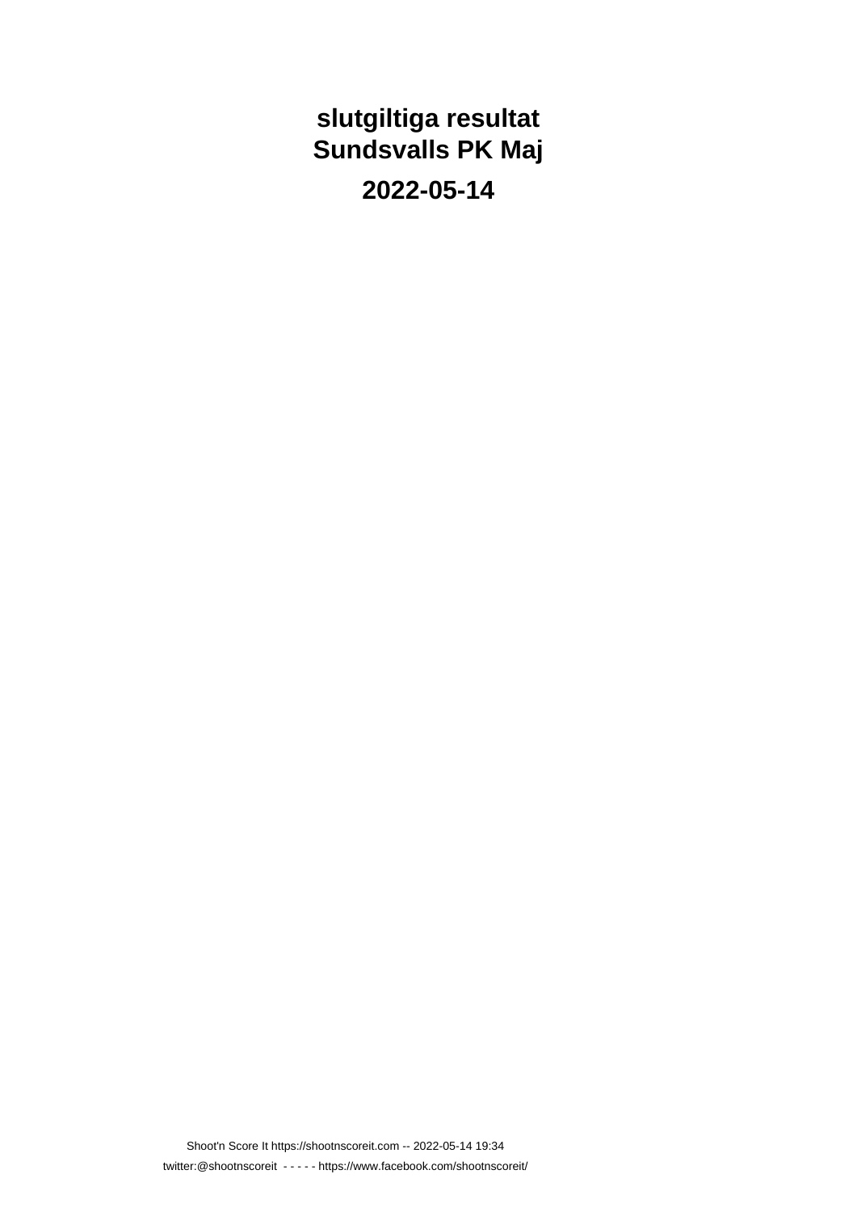# slutgiltiga resultat
# Sundsvalls PK Maj

## 2022-05-14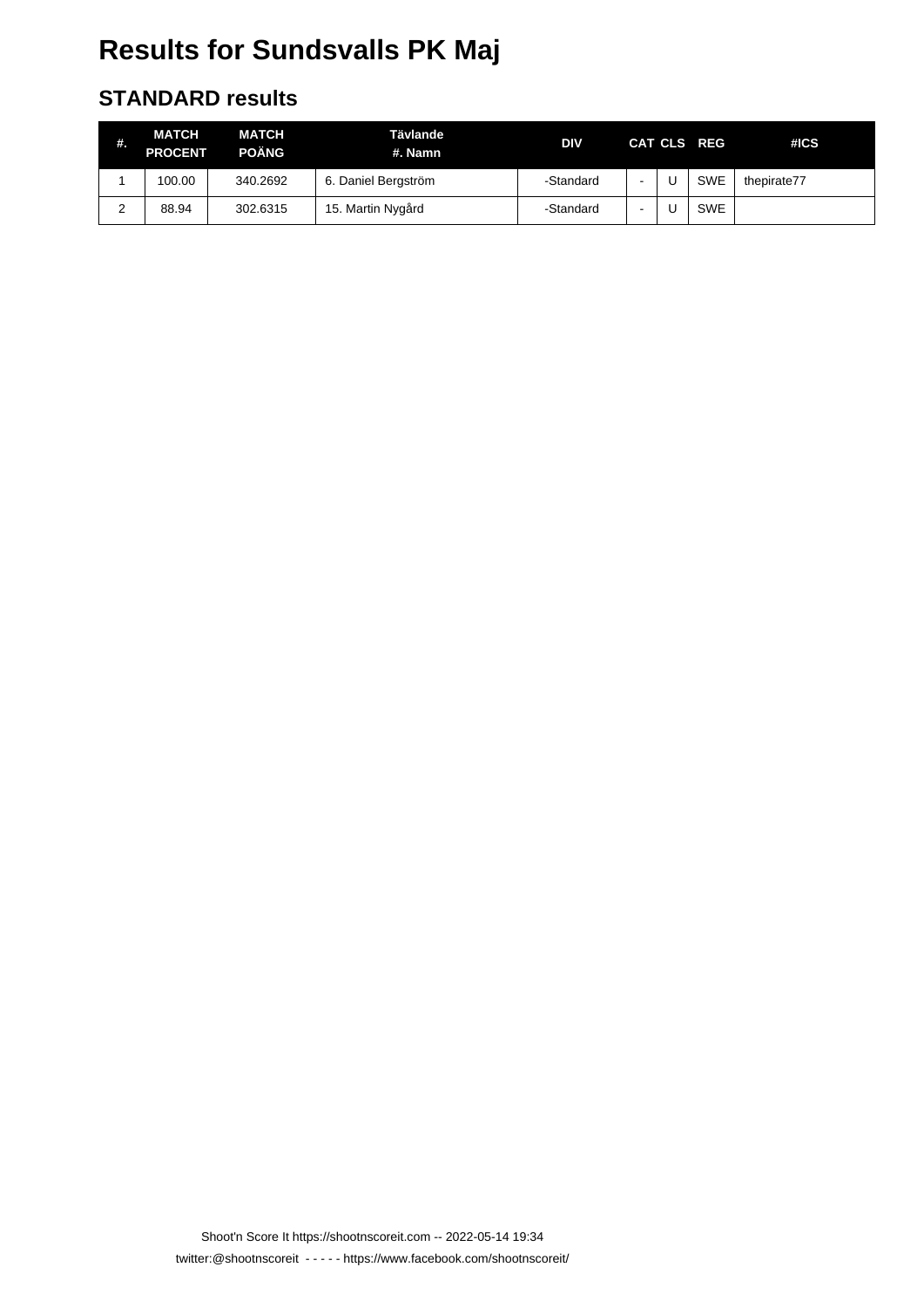# Results for Sundsvalls PK Maj

## STANDARD results

| #. | MATCH PROCENT | MATCH POÄNG | Tävlande #. Namn | DIV | CAT | CLS | REG | #ICS |
|---|---|---|---|---|---|---|---|---|
| 1 | 100.00 | 340.2692 | 6. Daniel Bergström | -Standard | - | U | SWE | thepirate77 |
| 2 | 88.94 | 302.6315 | 15. Martin Nygård | -Standard | - | U | SWE | |

Shoot'n Score It https://shootnscoreit.com -- 2022-05-14 19:34

twitter:@shootnscoreit - - - - - https://www.facebook.com/shootnscoreit/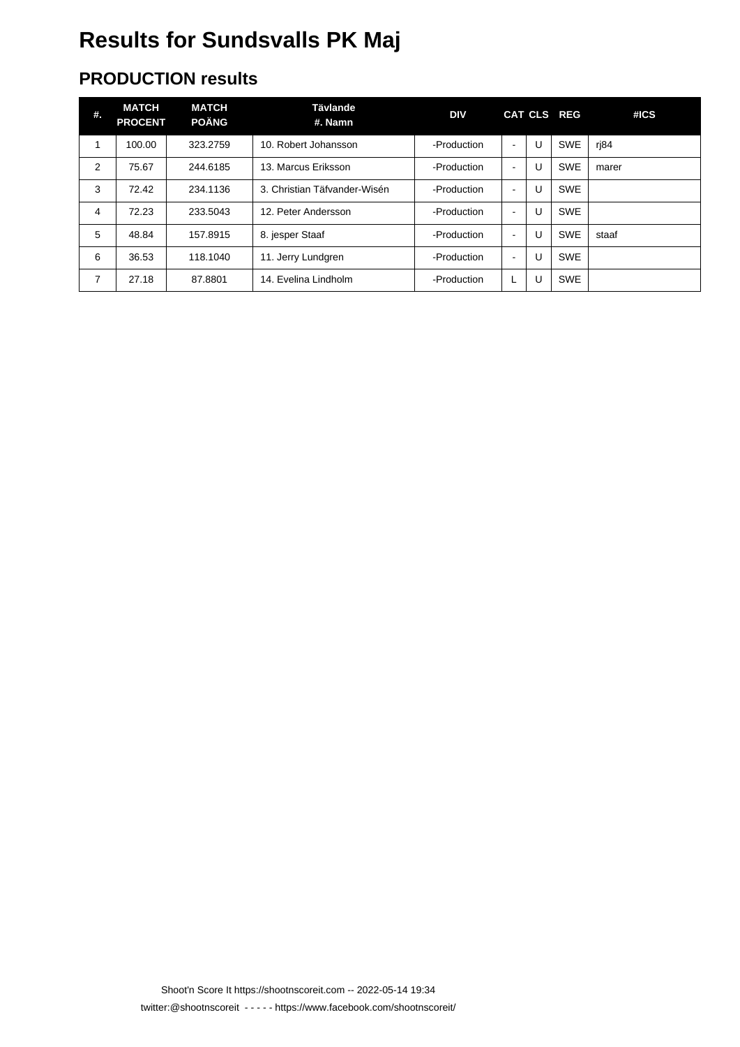# Results for Sundsvalls PK Maj

## PRODUCTION results

| #. | MATCH PROCENT | MATCH POÄNG | Tävlande #. Namn | DIV | CAT | CLS | REG | #ICS |
|---|---|---|---|---|---|---|---|---|
| 1 | 100.00 | 323.2759 | 10. Robert Johansson | -Production | - | U | SWE | rj84 |
| 2 | 75.67 | 244.6185 | 13. Marcus Eriksson | -Production | - | U | SWE | marer |
| 3 | 72.42 | 234.1136 | 3. Christian Täfvander-Wisén | -Production | - | U | SWE | |
| 4 | 72.23 | 233.5043 | 12. Peter Andersson | -Production | - | U | SWE | |
| 5 | 48.84 | 157.8915 | 8. jesper Staaf | -Production | - | U | SWE | staaf |
| 6 | 36.53 | 118.1040 | 11. Jerry Lundgren | -Production | - | U | SWE | |
| 7 | 27.18 | 87.8801 | 14. Evelina Lindholm | -Production | L | U | SWE | |

Shoot'n Score It https://shootnscoreit.com -- 2022-05-14 19:34

twitter:@shootnscoreit - - - - - https://www.facebook.com/shootnscoreit/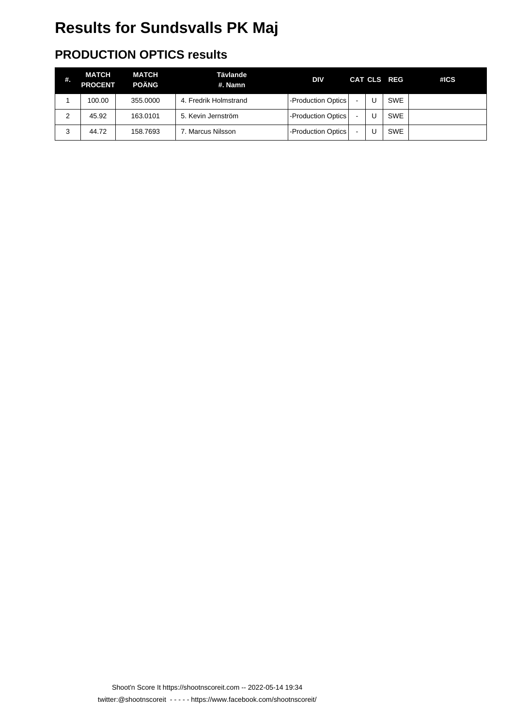# Results for Sundsvalls PK Maj

## PRODUCTION OPTICS results

| #. | MATCH PROCENT | MATCH POÄNG | Tävlande #. Namn | DIV | CAT | CLS | REG | #ICS |
|---|---|---|---|---|---|---|---|---|
| 1 | 100.00 | 355.0000 | 4. Fredrik Holmstrand | -Production Optics | - | U | SWE | |
| 2 | 45.92 | 163.0101 | 5. Kevin Jernström | -Production Optics | - | U | SWE | |
| 3 | 44.72 | 158.7693 | 7. Marcus Nilsson | -Production Optics | - | U | SWE | |

Shoot'n Score It https://shootnscoreit.com -- 2022-05-14 19:34

twitter:@shootnscoreit - - - - - https://www.facebook.com/shootnscoreit/